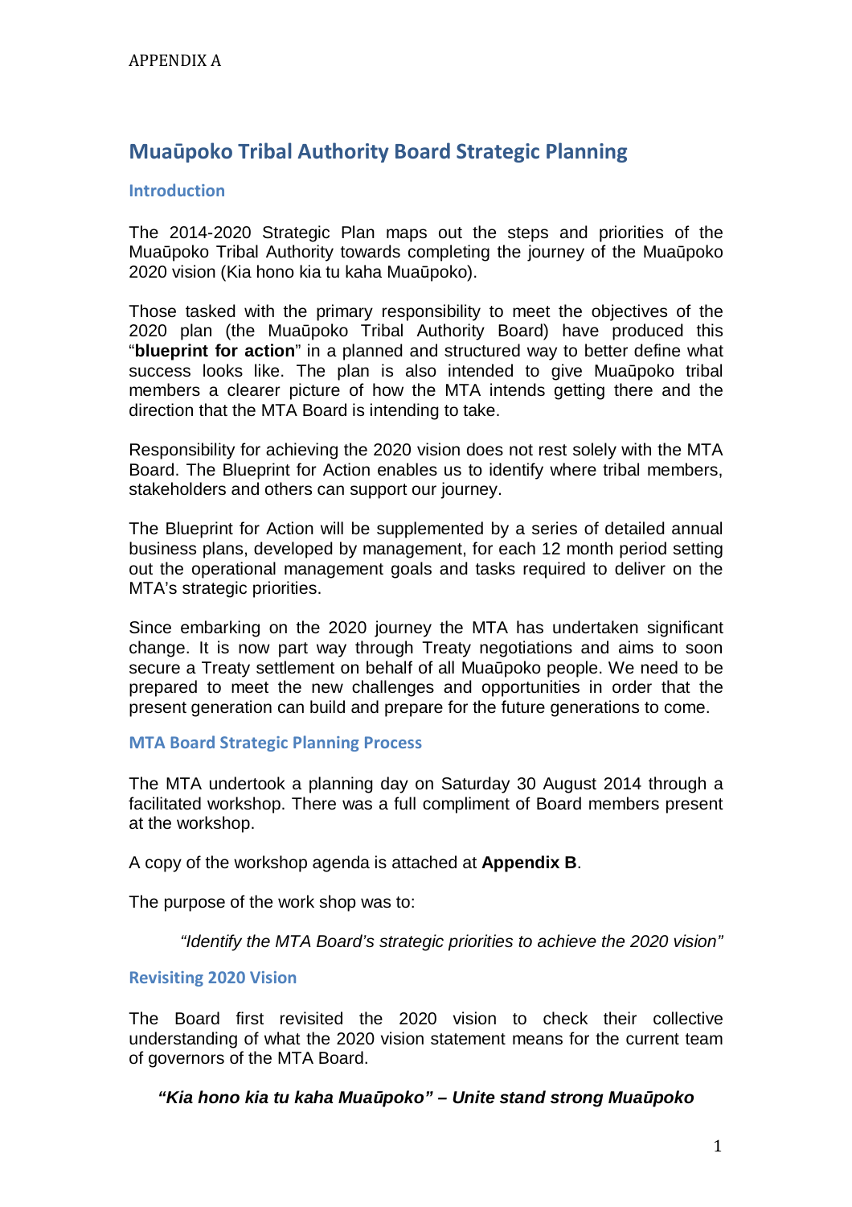APPENDIX A

# Muaūpoko Tribal Authority Board Strategic Planning

## Introduction

The 2014-2020 Strategic Plan maps out the steps and priorities of the Muaūpoko Tribal Authority towards completing the journey of the Muaūpoko 2020 vision (Kia hono kia tu kaha Muaūpoko).

Those tasked with the primary responsibility to meet the objectives of the 2020 plan (the Muaūpoko Tribal Authority Board) have produced this "**blueprint for action**" in a planned and structured way to better define what success looks like. The plan is also intended to give Muaūpoko tribal members a clearer picture of how the MTA intends getting there and the direction that the MTA Board is intending to take.

Responsibility for achieving the 2020 vision does not rest solely with the MTA Board. The Blueprint for Action enables us to identify where tribal members, stakeholders and others can support our journey.

The Blueprint for Action will be supplemented by a series of detailed annual business plans, developed by management, for each 12 month period setting out the operational management goals and tasks required to deliver on the MTA's strategic priorities.

Since embarking on the 2020 journey the MTA has undertaken significant change. It is now part way through Treaty negotiations and aims to soon secure a Treaty settlement on behalf of all Muaūpoko people. We need to be prepared to meet the new challenges and opportunities in order that the present generation can build and prepare for the future generations to come.

## MTA Board Strategic Planning Process

The MTA undertook a planning day on Saturday 30 August 2014 through a facilitated workshop. There was a full compliment of Board members present at the workshop.

A copy of the workshop agenda is attached at **Appendix B**.

The purpose of the work shop was to:

*"Identify the MTA Board's strategic priorities to achieve the 2020 vision"*

## Revisiting 2020 Vision

The Board first revisited the 2020 vision to check their collective understanding of what the 2020 vision statement means for the current team of governors of the MTA Board.

***"Kia hono kia tu kaha Muaūpoko" – Unite stand strong Muaūpoko***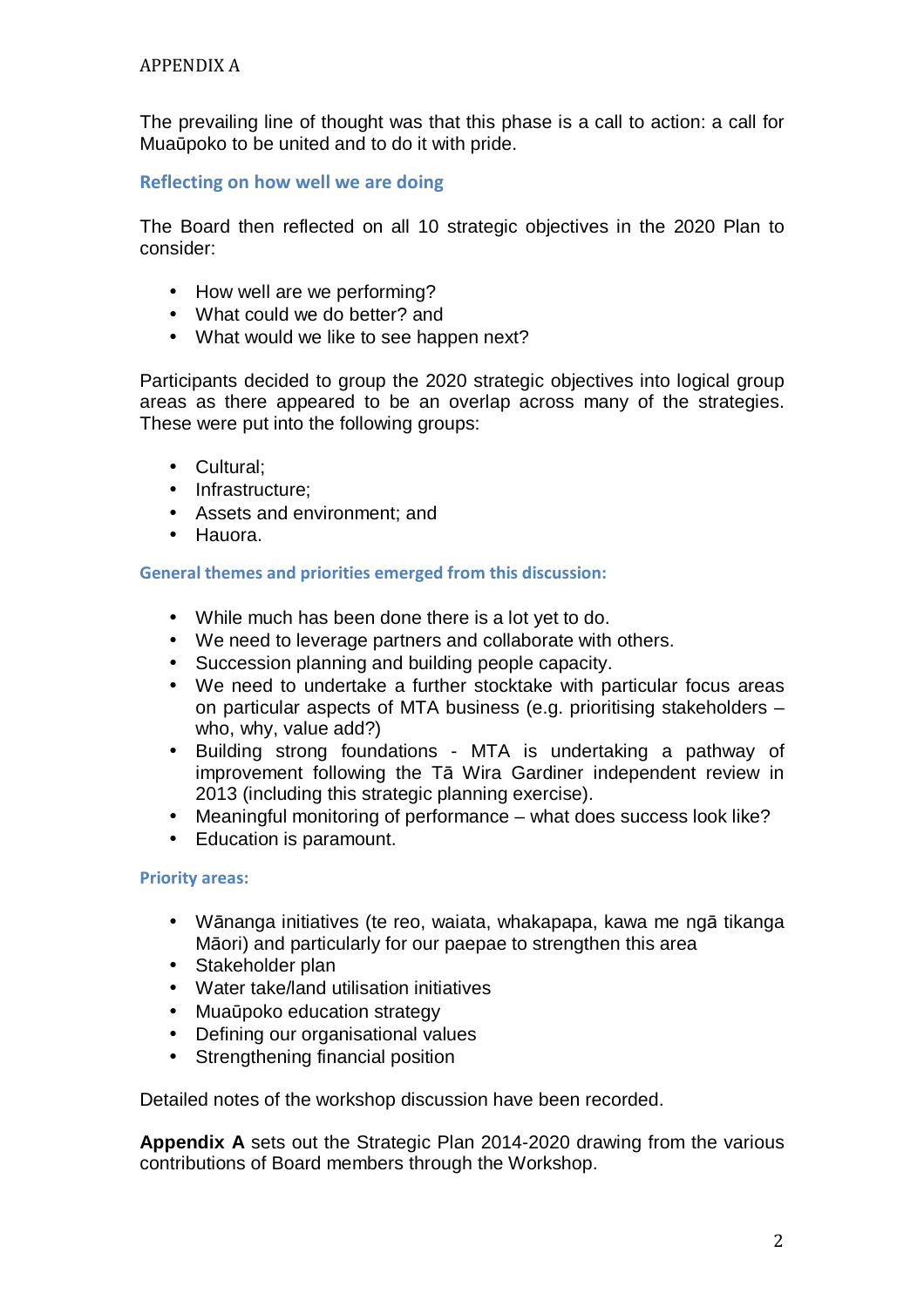The prevailing line of thought was that this phase is a call to action: a call for Muaūpoko to be united and to do it with pride.

### Reflecting on how well we are doing

The Board then reflected on all 10 strategic objectives in the 2020 Plan to consider:

- How well are we performing?
- What could we do better? and
- What would we like to see happen next?

Participants decided to group the 2020 strategic objectives into logical group areas as there appeared to be an overlap across many of the strategies. These were put into the following groups:

- Cultural;
- Infrastructure;
- Assets and environment; and
- Hauora.

#### General themes and priorities emerged from this discussion:

- While much has been done there is a lot yet to do.
- We need to leverage partners and collaborate with others.
- Succession planning and building people capacity.
- We need to undertake a further stocktake with particular focus areas on particular aspects of MTA business (e.g. prioritising stakeholders – who, why, value add?)
- Building strong foundations - MTA is undertaking a pathway of improvement following the Tā Wira Gardiner independent review in 2013 (including this strategic planning exercise).
- Meaningful monitoring of performance – what does success look like?
- Education is paramount.

#### Priority areas:

- Wānanga initiatives (te reo, waiata, whakapapa, kawa me ngā tikanga Māori) and particularly for our paepae to strengthen this area
- Stakeholder plan
- Water take/land utilisation initiatives
- Muaūpoko education strategy
- Defining our organisational values
- Strengthening financial position

Detailed notes of the workshop discussion have been recorded.

**Appendix A** sets out the Strategic Plan 2014-2020 drawing from the various contributions of Board members through the Workshop.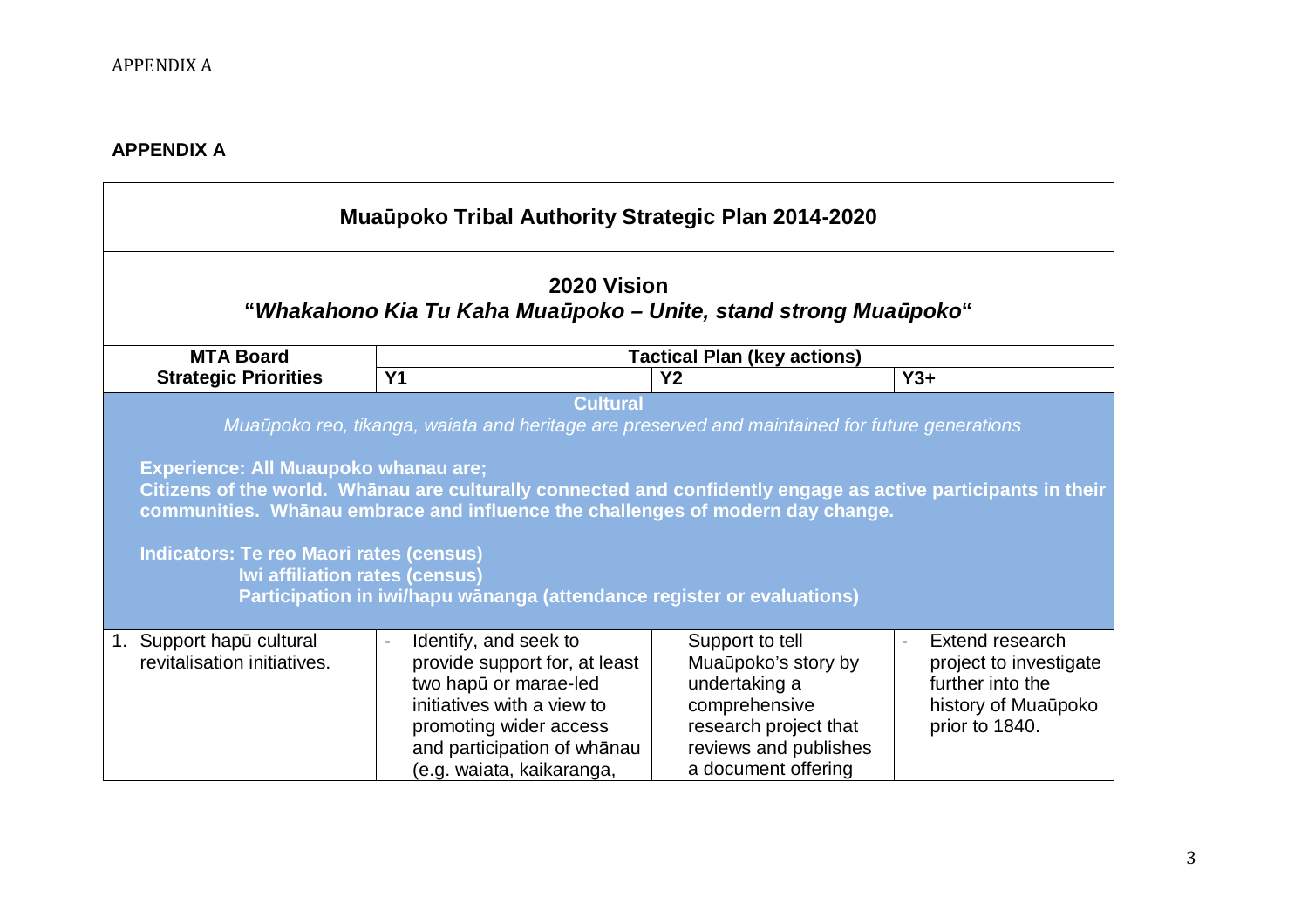## APPENDIX A

| Muaūpoko Tribal Authority Strategic Plan 2014-2020 | | | |
|---|---|---|---|
| **2020 Vision**<br>**"*Whakahono Kia Tu Kaha Muaūpoko – Unite, stand strong Muaūpoko*"** | | | |
| **MTA Board Strategic Priorities** | **Tactical Plan (key actions)** | | |
| | **Y1** | **Y2** | **Y3+** |
| **Cultural**<br>*Muaūpoko reo, tikanga, waiata and heritage are preserved and maintained for future generations*<br><br>**Experience: All Muaupoko whanau are;**<br>**Citizens of the world. Whānau are culturally connected and confidently engage as active participants in their communities. Whānau embrace and influence the challenges of modern day change.**<br><br>**Indicators: Te reo Maori rates (census)**<br>**Iwi affiliation rates (census)**<br>**Participation in iwi/hapu wānanga (attendance register or evaluations)** | | | |
| 1. Support hapū cultural revitalisation initiatives. | - Identify, and seek to provide support for, at least two hapū or marae-led initiatives with a view to promoting wider access and participation of whānau (e.g. waiata, kaikaranga, | Support to tell Muaūpoko's story by undertaking a comprehensive research project that reviews and publishes a document offering | - Extend research project to investigate further into the history of Muaūpoko prior to 1840. |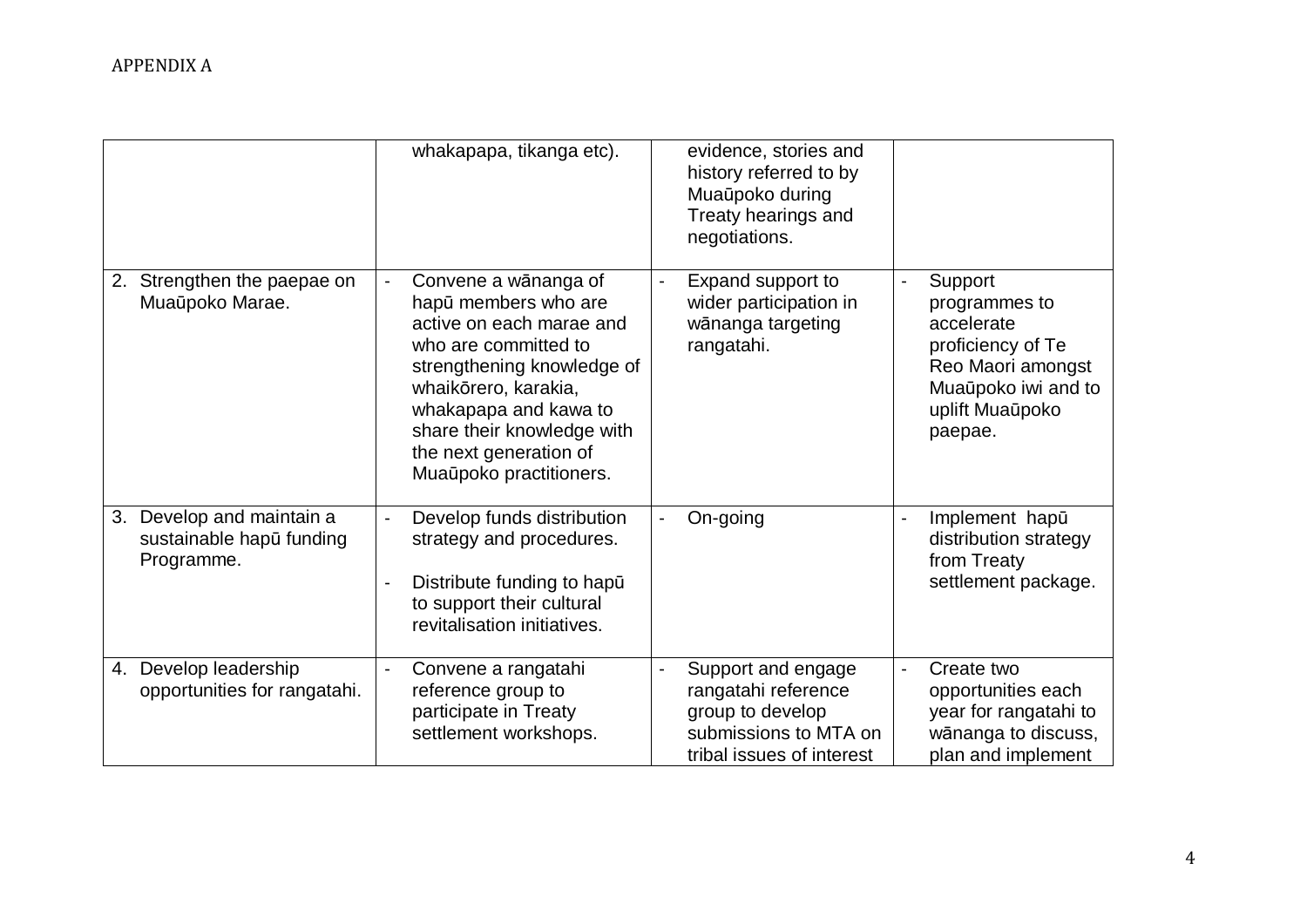APPENDIX A

| | | | |
|---|---|---|---|
| | whakapapa, tikanga etc). | evidence, stories and history referred to by Muaūpoko during Treaty hearings and negotiations. | |
| 2. Strengthen the paepae on Muaūpoko Marae. | - Convene a wānanga of hapū members who are active on each marae and who are committed to strengthening knowledge of whaikōrero, karakia, whakapapa and kawa to share their knowledge with the next generation of Muaūpoko practitioners. | - Expand support to wider participation in wānanga targeting rangatahi. | - Support programmes to accelerate proficiency of Te Reo Maori amongst Muaūpoko iwi and to uplift Muaūpoko paepae. |
| 3. Develop and maintain a sustainable hapū funding Programme. | - Develop funds distribution strategy and procedures.<br>- Distribute funding to hapū to support their cultural revitalisation initiatives. | - On-going | - Implement hapū distribution strategy from Treaty settlement package. |
| 4. Develop leadership opportunities for rangatahi. | - Convene a rangatahi reference group to participate in Treaty settlement workshops. | - Support and engage rangatahi reference group to develop submissions to MTA on tribal issues of interest | - Create two opportunities each year for rangatahi to wānanga to discuss, plan and implement |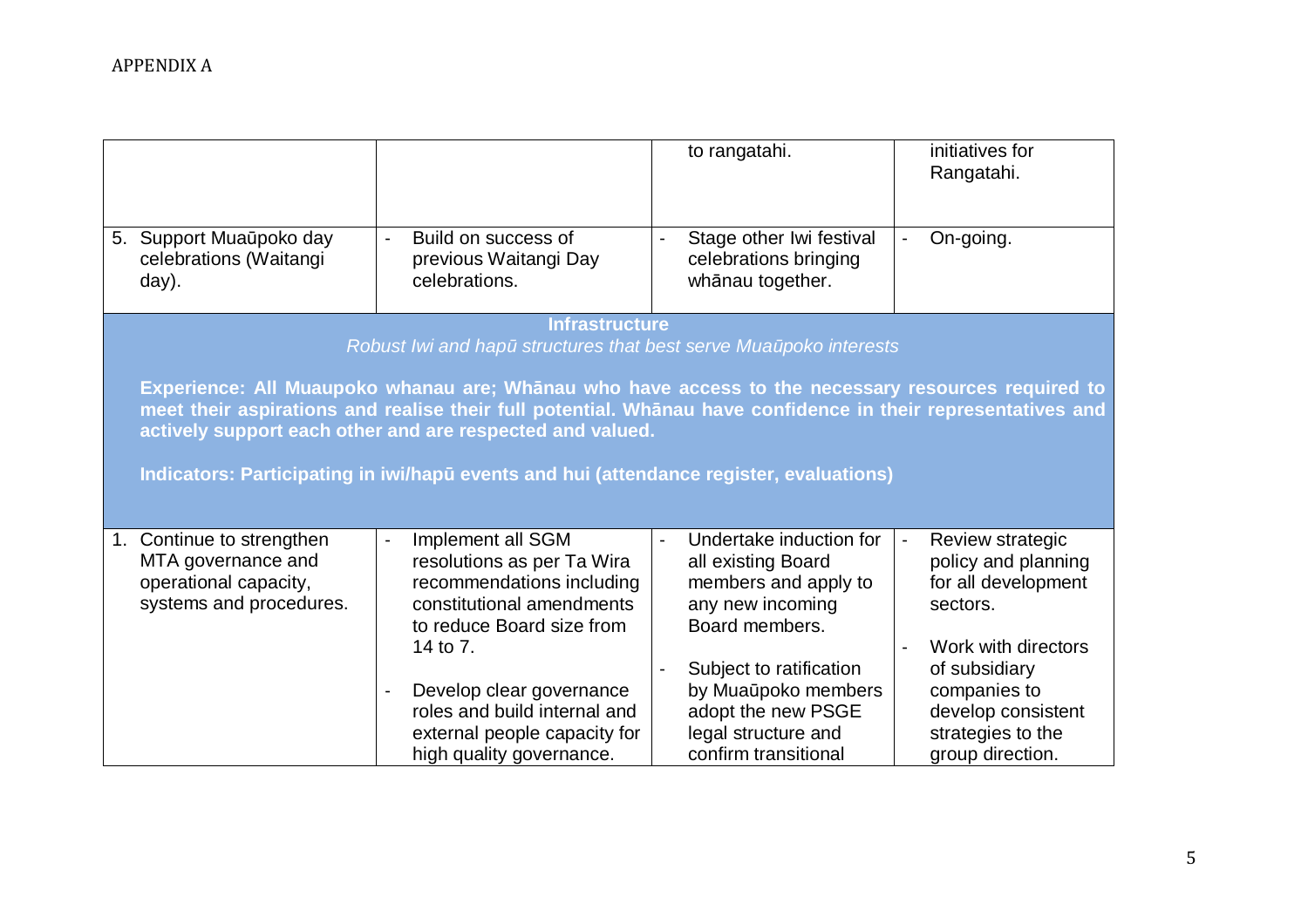APPENDIX A

| | | | |
|---|---|---|---|
| | | to rangatahi. | initiatives for Rangatahi. |
| 5. Support Muaūpoko day celebrations (Waitangi day). | - Build on success of previous Waitangi Day celebrations. | - Stage other Iwi festival celebrations bringing whānau together. | - On-going. |
| **Infrastructure**<br>*Robust Iwi and hapū structures that best serve Muaūpoko interests*<br><br>**Experience: All Muaupoko whanau are; Whānau who have access to the necessary resources required to meet their aspirations and realise their full potential. Whānau have confidence in their representatives and actively support each other and are respected and valued.**<br><br>**Indicators: Participating in iwi/hapū events and hui (attendance register, evaluations)** | | | |
| 1. Continue to strengthen MTA governance and operational capacity, systems and procedures. | - Implement all SGM resolutions as per Ta Wira recommendations including constitutional amendments to reduce Board size from 14 to 7.<br><br>- Develop clear governance roles and build internal and external people capacity for high quality governance. | - Undertake induction for all existing Board members and apply to any new incoming Board members.<br><br>- Subject to ratification by Muaūpoko members adopt the new PSGE legal structure and confirm transitional | - Review strategic policy and planning for all development sectors.<br><br>- Work with directors of subsidiary companies to develop consistent strategies to the group direction. |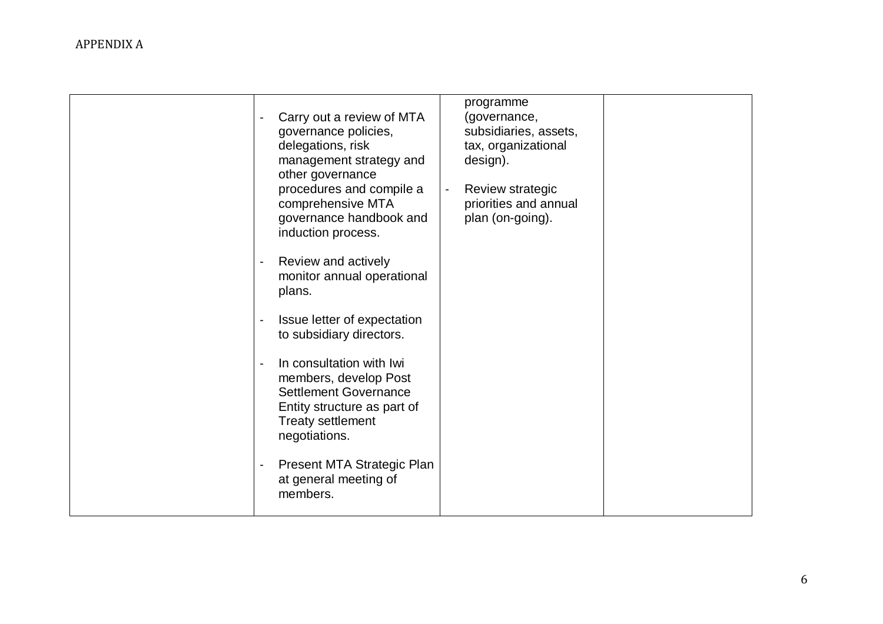APPENDIX A

| | | | |
|---|---|---|---|
| | - Carry out a review of MTA governance policies, delegations, risk management strategy and other governance procedures and compile a comprehensive MTA governance handbook and induction process.<br><br>- Review and actively monitor annual operational plans.<br><br>- Issue letter of expectation to subsidiary directors.<br><br>- In consultation with Iwi members, develop Post Settlement Governance Entity structure as part of Treaty settlement negotiations.<br><br>- Present MTA Strategic Plan at general meeting of members. | programme (governance, subsidiaries, assets, tax, organizational design).<br><br>- Review strategic priorities and annual plan (on-going). | |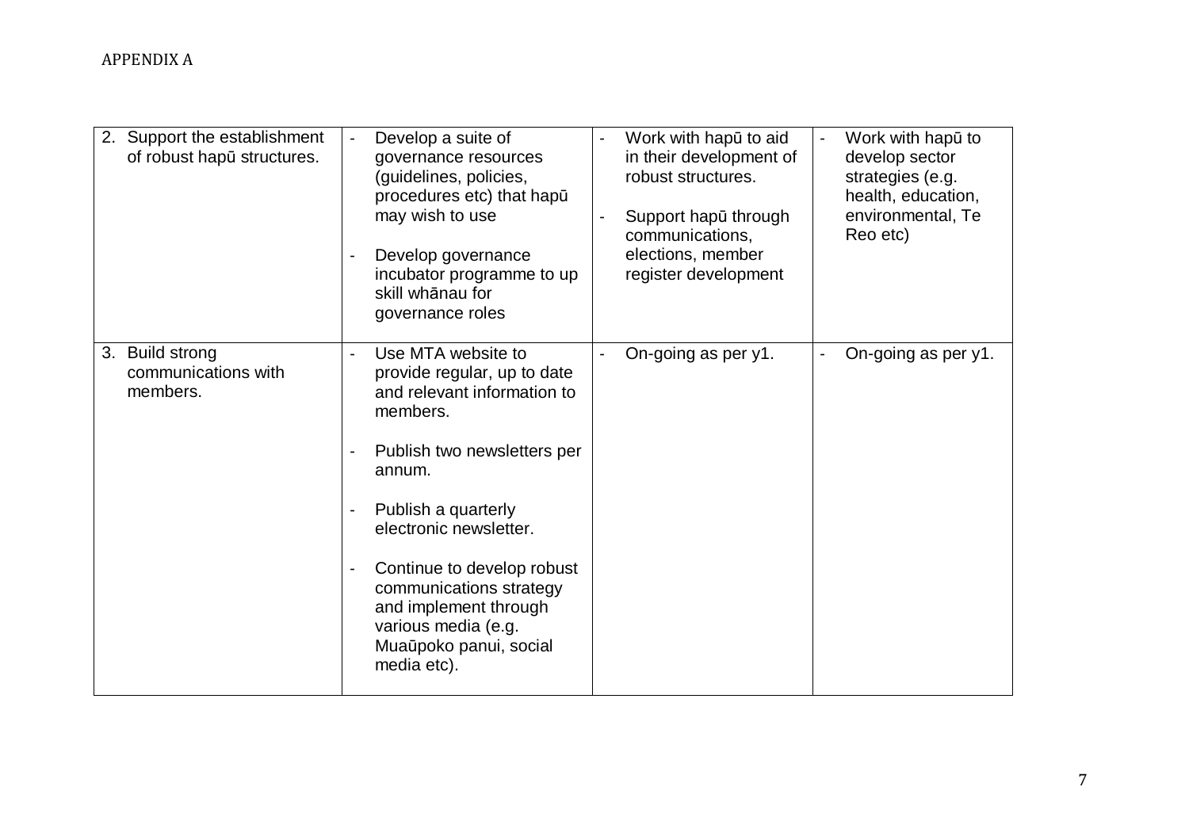APPENDIX A

| | | | |
|---|---|---|---|
| 2. Support the establishment of robust hapū structures. | - Develop a suite of governance resources (guidelines, policies, procedures etc) that hapū may wish to use<br><br>- Develop governance incubator programme to up skill whānau for governance roles | - Work with hapū to aid in their development of robust structures.<br><br>- Support hapū through communications, elections, member register development | - Work with hapū to develop sector strategies (e.g. health, education, environmental, Te Reo etc) |
| 3. Build strong communications with members. | - Use MTA website to provide regular, up to date and relevant information to members.<br><br>- Publish two newsletters per annum.<br><br>- Publish a quarterly electronic newsletter.<br><br>- Continue to develop robust communications strategy and implement through various media (e.g. Muaūpoko panui, social media etc). | - On-going as per y1. | - On-going as per y1. |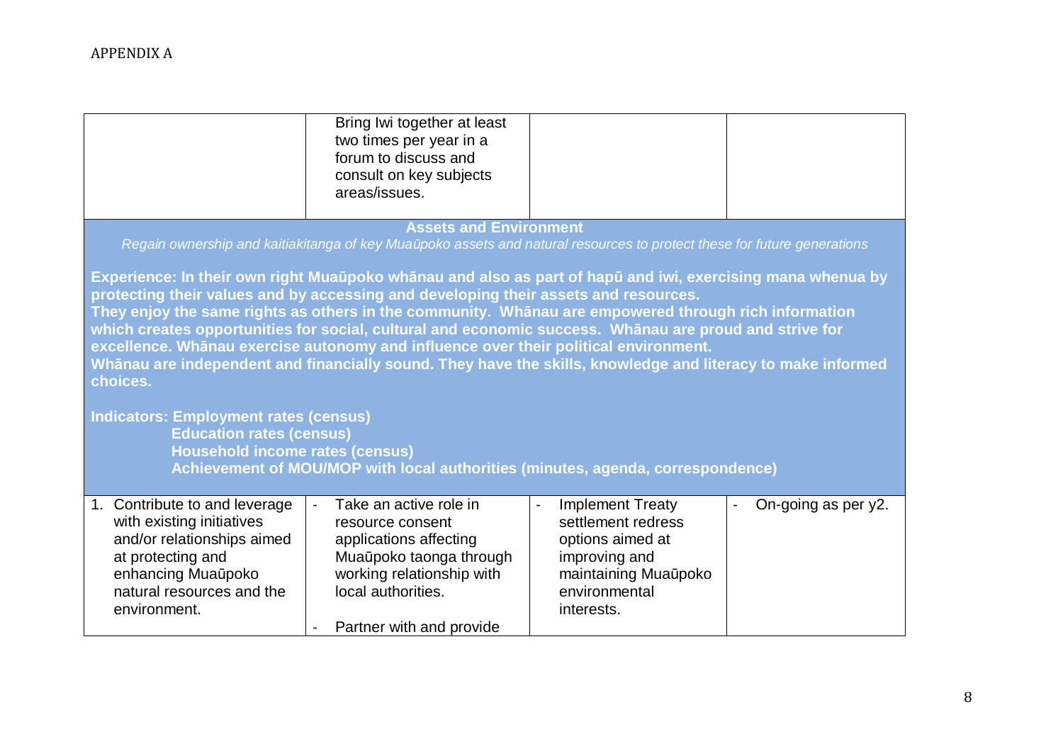APPENDIX A

| | | | |
|---|---|---|---|
| | Bring Iwi together at least two times per year in a forum to discuss and consult on key subjects areas/issues. | | |
| **Assets and Environment**<br>*Regain ownership and kaitiakitanga of key Muaūpoko assets and natural resources to protect these for future generations*<br><br>**Experience: In their own right Muaūpoko whānau and also as part of hapū and iwi, exercising mana whenua by protecting their values and by accessing and developing their assets and resources.**<br>**They enjoy the same rights as others in the community. Whānau are empowered through rich information which creates opportunities for social, cultural and economic success. Whānau are proud and strive for excellence. Whānau exercise autonomy and influence over their political environment.**<br>**Whānau are independent and financially sound. They have the skills, knowledge and literacy to make informed choices.**<br><br>**Indicators: Employment rates (census)**<br>**Education rates (census)**<br>**Household income rates (census)**<br>**Achievement of MOU/MOP with local authorities (minutes, agenda, correspondence)** | | | |
| 1. Contribute to and leverage with existing initiatives and/or relationships aimed at protecting and enhancing Muaūpoko natural resources and the environment. | - Take an active role in resource consent applications affecting Muaūpoko taonga through working relationship with local authorities.<br><br>- Partner with and provide | - Implement Treaty settlement redress options aimed at improving and maintaining Muaūpoko environmental interests. | - On-going as per y2. |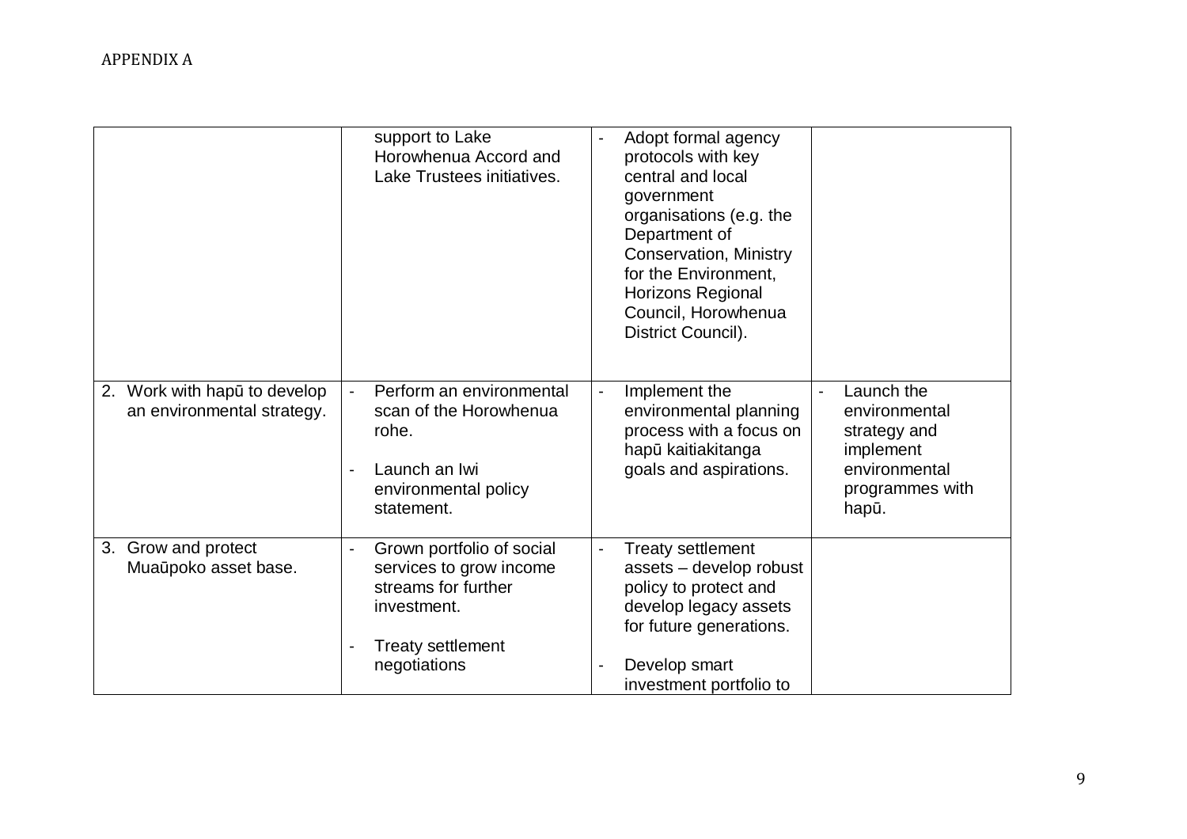APPENDIX A

| | | | |
|---|---|---|---|
| | support to Lake Horowhenua Accord and Lake Trustees initiatives. | - Adopt formal agency protocols with key central and local government organisations (e.g. the Department of Conservation, Ministry for the Environment, Horizons Regional Council, Horowhenua District Council). | |
| 2. Work with hapū to develop an environmental strategy. | - Perform an environmental scan of the Horowhenua rohe.<br><br>- Launch an Iwi environmental policy statement. | - Implement the environmental planning process with a focus on hapū kaitiakitanga goals and aspirations. | - Launch the environmental strategy and implement environmental programmes with hapū. |
| 3. Grow and protect Muaūpoko asset base. | - Grown portfolio of social services to grow income streams for further investment.<br><br>- Treaty settlement negotiations | - Treaty settlement assets – develop robust policy to protect and develop legacy assets for future generations.<br><br>- Develop smart investment portfolio to | |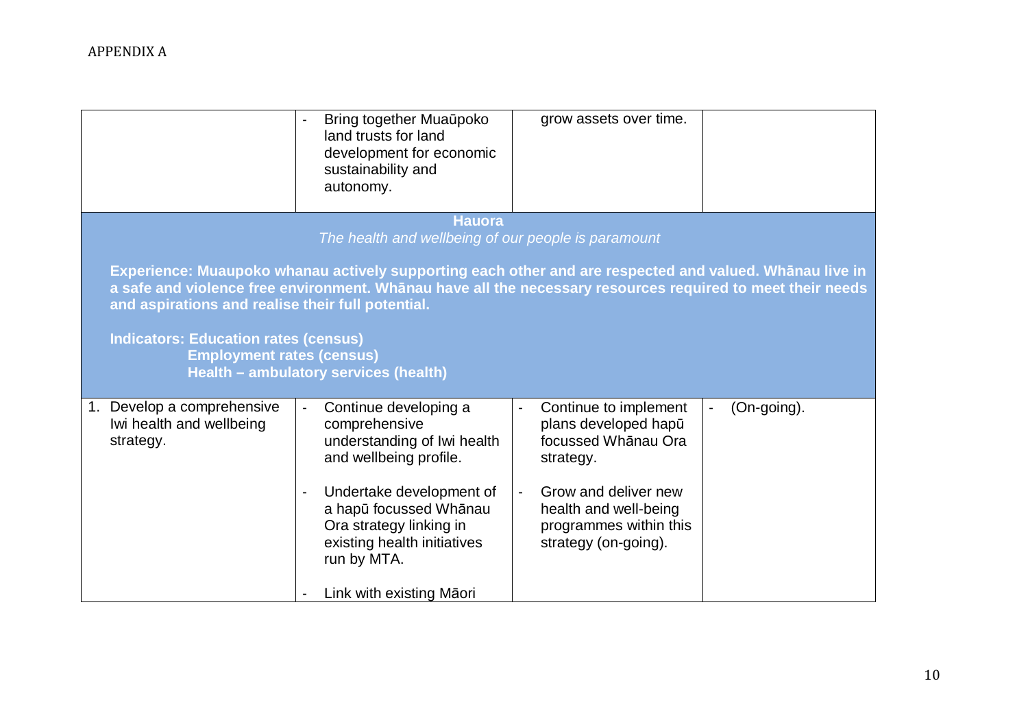APPENDIX A

| | | | |
|---|---|---|---|
| | - Bring together Muaūpoko land trusts for land development for economic sustainability and autonomy. | grow assets over time. | |
| **Hauora**<br>*The health and wellbeing of our people is paramount*<br><br>**Experience: Muaupoko whanau actively supporting each other and are respected and valued. Whānau live in a safe and violence free environment. Whānau have all the necessary resources required to meet their needs and aspirations and realise their full potential.**<br><br>**Indicators: Education rates (census)**<br>**Employment rates (census)**<br>**Health – ambulatory services (health)** | | | |
| 1. Develop a comprehensive Iwi health and wellbeing strategy. | - Continue developing a comprehensive understanding of Iwi health and wellbeing profile.<br><br>- Undertake development of a hapū focussed Whānau Ora strategy linking in existing health initiatives run by MTA.<br><br>- Link with existing Māori | - Continue to implement plans developed hapū focussed Whānau Ora strategy.<br><br>- Grow and deliver new health and well-being programmes within this strategy (on-going). | - (On-going). |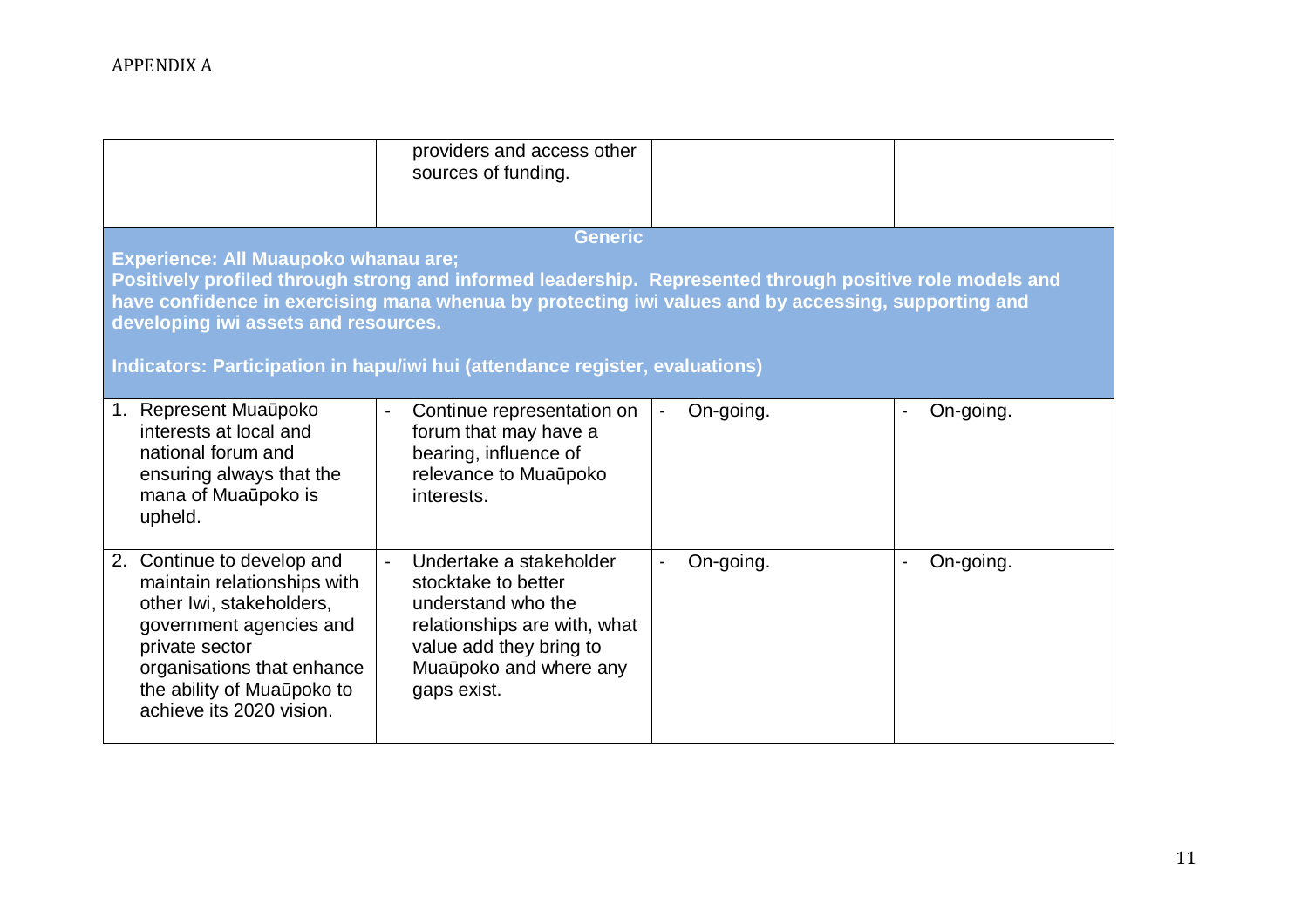APPENDIX A

| | | | |
|---|---|---|---|
| | providers and access other sources of funding. | | |
| **Generic**<br>**Experience: All Muaupoko whanau are;**<br>**Positively profiled through strong and informed leadership. Represented through positive role models and have confidence in exercising mana whenua by protecting iwi values and by accessing, supporting and developing iwi assets and resources.**<br><br>**Indicators: Participation in hapu/iwi hui (attendance register, evaluations)** | | | |
| 1. Represent Muaūpoko interests at local and national forum and ensuring always that the mana of Muaūpoko is upheld. | - Continue representation on forum that may have a bearing, influence of relevance to Muaūpoko interests. | - On-going. | - On-going. |
| 2. Continue to develop and maintain relationships with other Iwi, stakeholders, government agencies and private sector organisations that enhance the ability of Muaūpoko to achieve its 2020 vision. | - Undertake a stakeholder stocktake to better understand who the relationships are with, what value add they bring to Muaūpoko and where any gaps exist. | - On-going. | - On-going. |